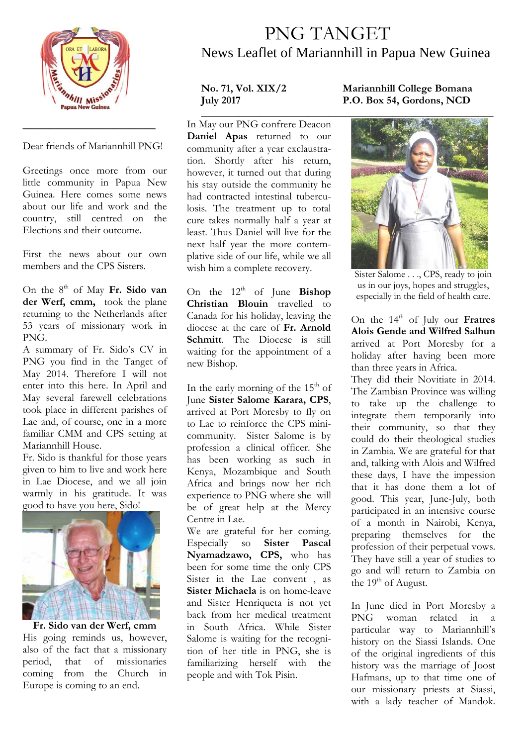# PNG TANGET

## News Leaflet of Mariannhill in Papua New Guinea

**No. 71, Vol. XIX/2**
**July 2017**

**Mariannhill College Bomana**
**P.O. Box 54, Gordons, NCD**

Dear friends of Mariannhill PNG!

Greetings once more from our little community in Papua New Guinea. Here comes some news about our life and work and the country, still centred on the Elections and their outcome.

First the news about our own members and the CPS Sisters.

On the 8th of May **Fr. Sido van der Werf, cmm,** took the plane returning to the Netherlands after 53 years of missionary work in PNG.

A summary of Fr. Sido's CV in PNG you find in the Tanget of May 2014. Therefore I will not enter into this here. In April and May several farewell celebrations took place in different parishes of Lae and, of course, one in a more familiar CMM and CPS setting at Mariannhill House.

Fr. Sido is thankful for those years given to him to live and work here in Lae Diocese, and we all join warmly in his gratitude. It was good to have you here, Sido!

**Fr. Sido van der Werf, cmm**

His going reminds us, however, also of the fact that a missionary period, that of missionaries coming from the Church in Europe is coming to an end.

In May our PNG confrere Deacon **Daniel Apas** returned to our community after a year exclaustration. Shortly after his return, however, it turned out that during his stay outside the community he had contracted intestinal tuberculosis. The treatment up to total cure takes normally half a year at least. Thus Daniel will live for the next half year the more contemplative side of our life, while we all wish him a complete recovery.

On the 12th of June **Bishop Christian Blouin** travelled to Canada for his holiday, leaving the diocese at the care of **Fr. Arnold Schmitt**. The Diocese is still waiting for the appointment of a new Bishop.

In the early morning of the 15th of June **Sister Salome Karara, CPS**, arrived at Port Moresby to fly on to Lae to reinforce the CPS mini-community. Sister Salome is by profession a clinical officer. She has been working as such in Kenya, Mozambique and South Africa and brings now her rich experience to PNG where she will be of great help at the Mercy Centre in Lae.

We are grateful for her coming. Especially so **Sister Pascal Nyamadzawo, CPS,** who has been for some time the only CPS Sister in the Lae convent , as **Sister Michaela** is on home-leave and Sister Henriqueta is not yet back from her medical treatment in South Africa. While Sister Salome is waiting for the recognition of her title in PNG, she is familiarizing herself with the people and with Tok Pisin.

Sister Salome . . ., CPS, ready to join us in our joys, hopes and struggles, especially in the field of health care.

On the 14th of July our **Fratres Alois Gende and Wilfred Salhun** arrived at Port Moresby for a holiday after having been more than three years in Africa.

They did their Novitiate in 2014. The Zambian Province was willing to take up the challenge to integrate them temporarily into their community, so that they could do their theological studies in Zambia. We are grateful for that and, talking with Alois and Wilfred these days, I have the impression that it has done them a lot of good. This year, June-July, both participated in an intensive course of a month in Nairobi, Kenya, preparing themselves for the profession of their perpetual vows. They have still a year of studies to go and will return to Zambia on the 19th of August.

In June died in Port Moresby a PNG woman related in a particular way to Mariannhill's history on the Siassi Islands. One of the original ingredients of this history was the marriage of Joost Hafmans, up to that time one of our missionary priests at Siassi, with a lady teacher of Mandok.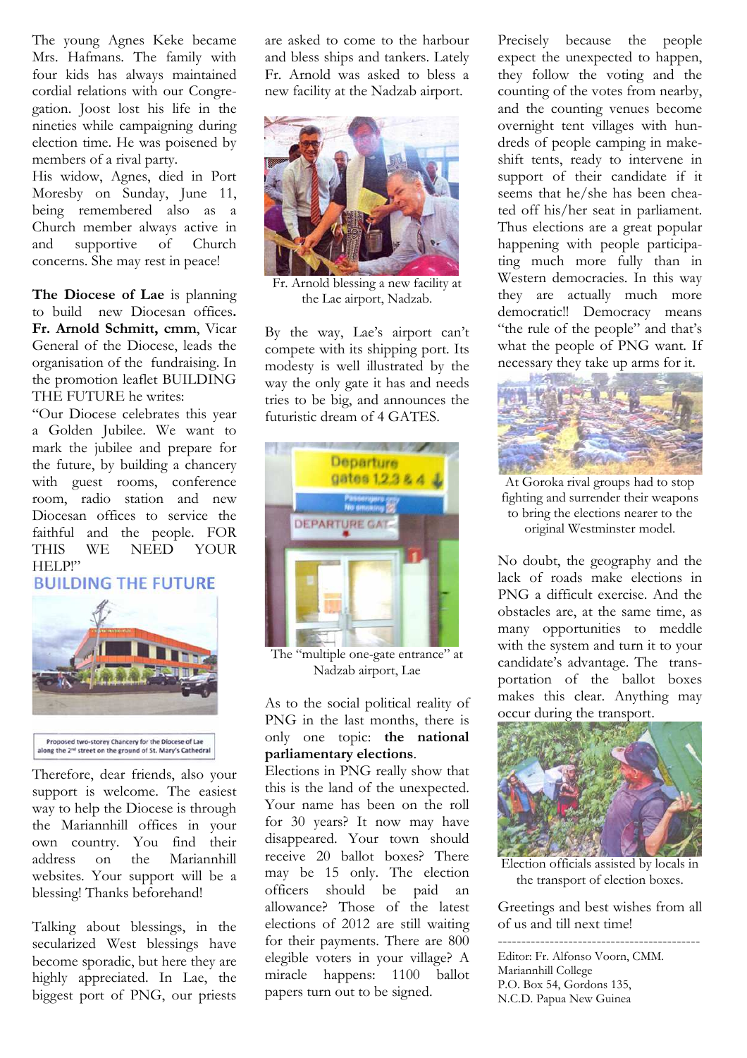The young Agnes Keke became Mrs. Hafmans. The family with four kids has always maintained cordial relations with our Congregation. Joost lost his life in the nineties while campaigning during election time. He was poisoned by members of a rival party.
His widow, Agnes, died in Port Moresby on Sunday, June 11, being remembered also as a Church member always active in and supportive of Church concerns. She may rest in peace!

**The Diocese of Lae** is planning to build new Diocesan offices. **Fr. Arnold Schmitt, cmm**, Vicar General of the Diocese, leads the organisation of the fundraising. In the promotion leaflet BUILDING THE FUTURE he writes:
"Our Diocese celebrates this year a Golden Jubilee. We want to mark the jubilee and prepare for the future, by building a chancery with guest rooms, conference room, radio station and new Diocesan offices to service the faithful and the people. FOR THIS WE NEED YOUR HELP!"

BUILDING THE FUTURE

Proposed two-storey Chancery for the Diocese of Lae along the 2nd street on the ground of St. Mary's Cathedral

Therefore, dear friends, also your support is welcome. The easiest way to help the Diocese is through the Mariannhill offices in your own country. You find their address on the Mariannhill websites. Your support will be a blessing! Thanks beforehand!

Talking about blessings, in the secularized West blessings have become sporadic, but here they are highly appreciated. In Lae, the biggest port of PNG, our priests are asked to come to the harbour and bless ships and tankers. Lately Fr. Arnold was asked to bless a new facility at the Nadzab airport.

Fr. Arnold blessing a new facility at the Lae airport, Nadzab.

By the way, Lae's airport can't compete with its shipping port. Its modesty is well illustrated by the way the only gate it has and needs tries to be big, and announces the futuristic dream of 4 GATES.

The "multiple one-gate entrance" at Nadzab airport, Lae

As to the social political reality of PNG in the last months, there is only one topic: **the national parliamentary elections**.
Elections in PNG really show that this is the land of the unexpected. Your name has been on the roll for 30 years? It now may have disappeared. Your town should receive 20 ballot boxes? There may be 15 only. The election officers should be paid an allowance? Those of the latest elections of 2012 are still waiting for their payments. There are 800 elegible voters in your village? A miracle happens: 1100 ballot papers turn out to be signed.

Precisely because the people expect the unexpected to happen, they follow the voting and the counting of the votes from nearby, and the counting venues become overnight tent villages with hundreds of people camping in makeshift tents, ready to intervene in support of their candidate if it seems that he/she has been cheated off his/her seat in parliament. Thus elections are a great popular happening with people participating much more fully than in Western democracies. In this way they are actually much more democratic!! Democracy means "the rule of the people" and that's what the people of PNG want. If necessary they take up arms for it.

At Goroka rival groups had to stop fighting and surrender their weapons to bring the elections nearer to the original Westminster model.

No doubt, the geography and the lack of roads make elections in PNG a difficult exercise. And the obstacles are, at the same time, as many opportunities to meddle with the system and turn it to your candidate's advantage. The transportation of the ballot boxes makes this clear. Anything may occur during the transport.

Election officials assisted by locals in the transport of election boxes.

Greetings and best wishes from all of us and till next time!

---

Editor: Fr. Alfonso Voorn, CMM.
Mariannhill College
P.O. Box 54, Gordons 135,
N.C.D. Papua New Guinea